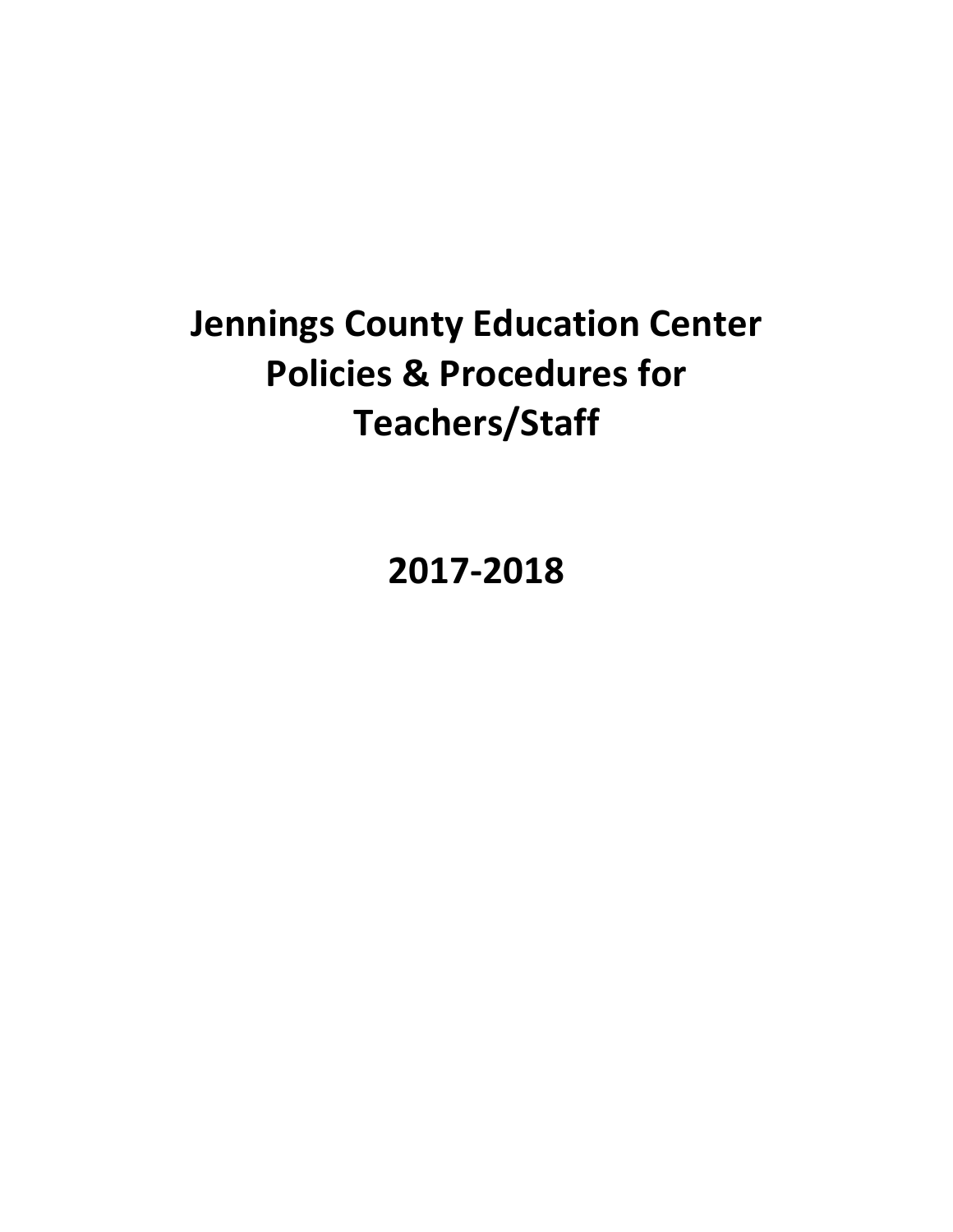# Jennings County Education Center Policies & Procedures for Teachers/Staff

# 2017-2018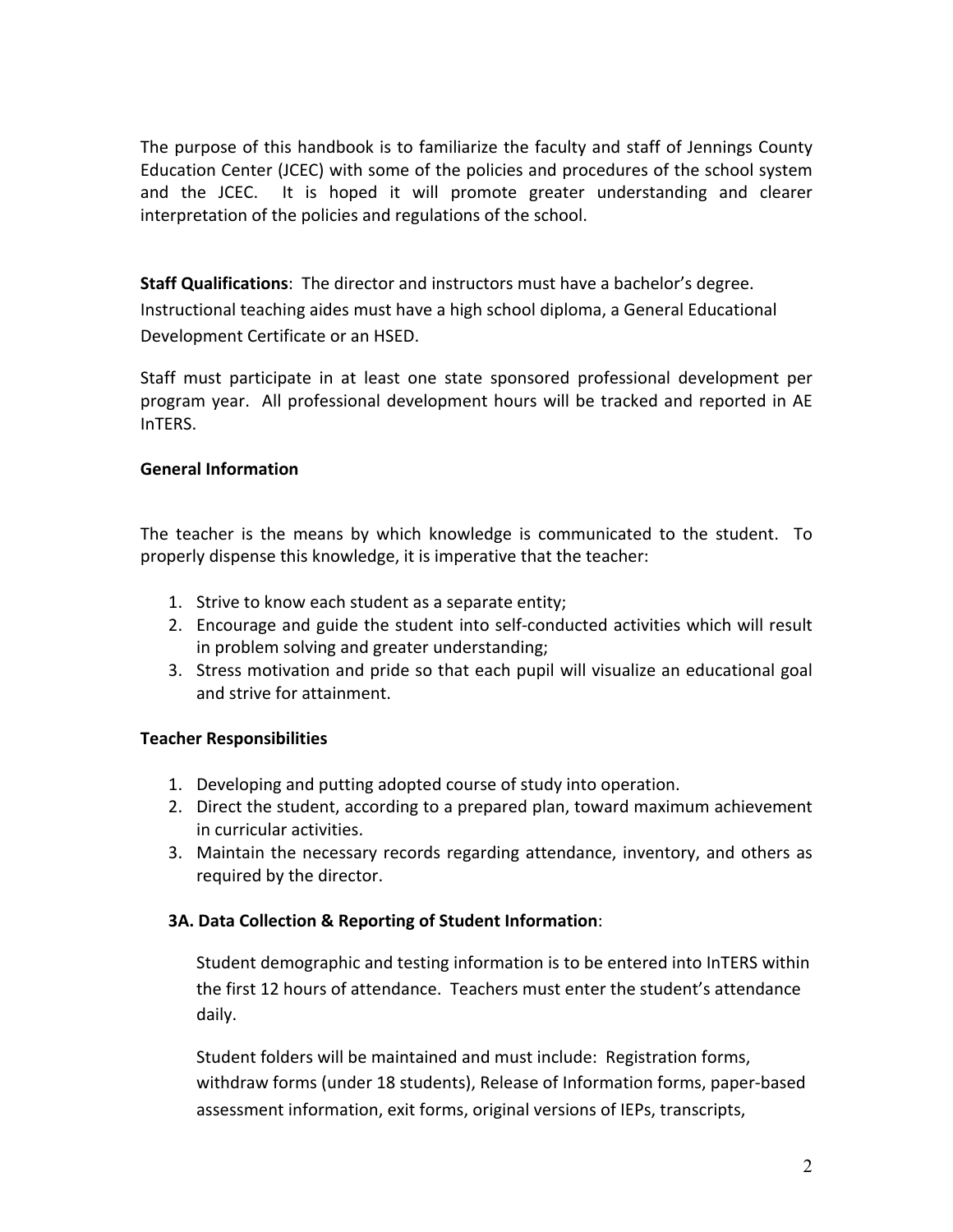The purpose of this handbook is to familiarize the faculty and staff of Jennings County Education Center (JCEC) with some of the policies and procedures of the school system and the JCEC. It is hoped it will promote greater understanding and clearer interpretation of the policies and regulations of the school.

**Staff Qualifications**: The director and instructors must have a bachelor's degree. Instructional teaching aides must have a high school diploma, a General Educational Development Certificate or an HSED.

Staff must participate in at least one state sponsored professional development per program year. All professional development hours will be tracked and reported in AE InTERS.

**General Information**

The teacher is the means by which knowledge is communicated to the student. To properly dispense this knowledge, it is imperative that the teacher:

1. Strive to know each student as a separate entity;
2. Encourage and guide the student into self-conducted activities which will result in problem solving and greater understanding;
3. Stress motivation and pride so that each pupil will visualize an educational goal and strive for attainment.

**Teacher Responsibilities**

1. Developing and putting adopted course of study into operation.
2. Direct the student, according to a prepared plan, toward maximum achievement in curricular activities.
3. Maintain the necessary records regarding attendance, inventory, and others as required by the director.

**3A. Data Collection & Reporting of Student Information**:

Student demographic and testing information is to be entered into InTERS within the first 12 hours of attendance. Teachers must enter the student's attendance daily.

Student folders will be maintained and must include: Registration forms, withdraw forms (under 18 students), Release of Information forms, paper-based assessment information, exit forms, original versions of IEPs, transcripts,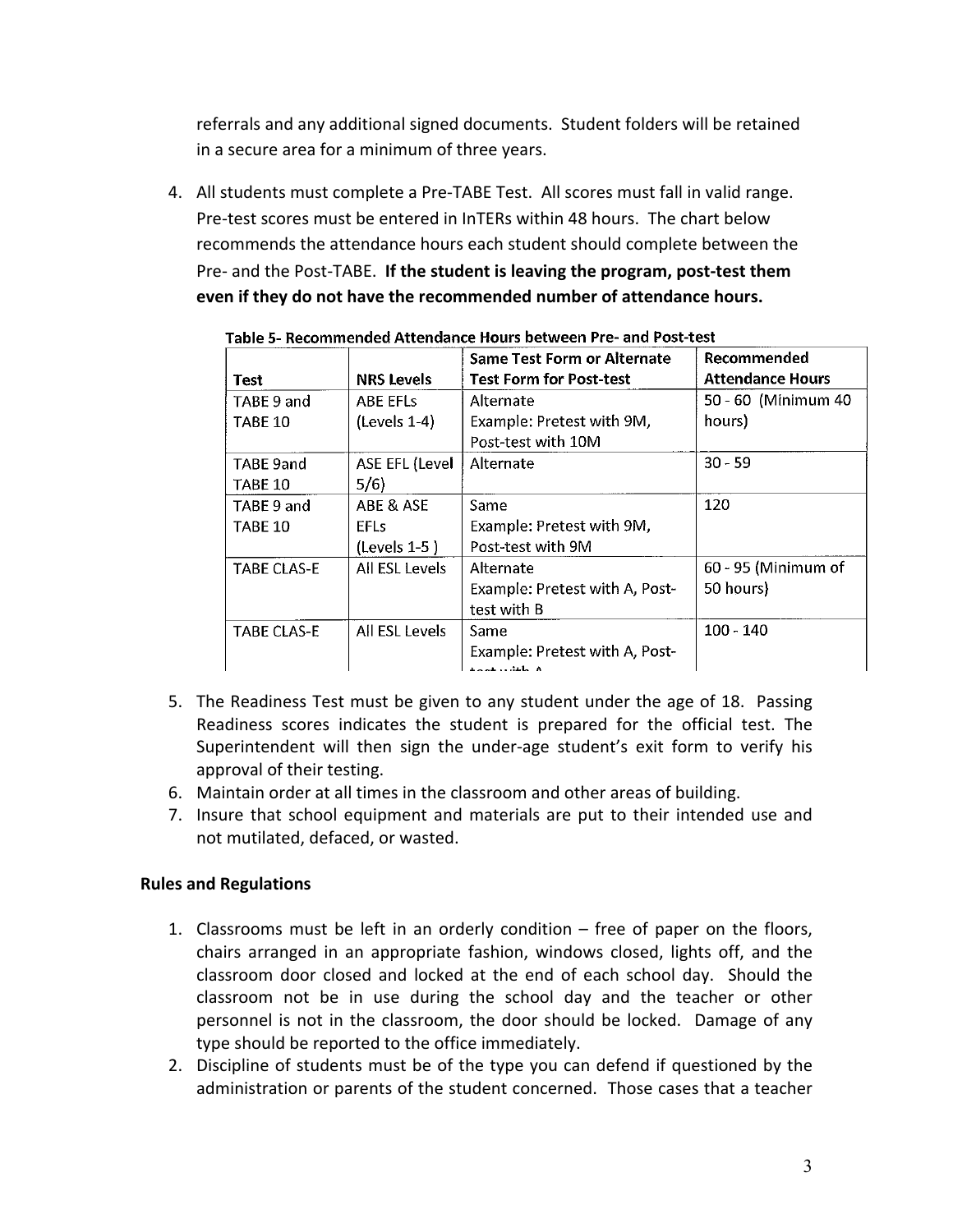referrals and any additional signed documents. Student folders will be retained in a secure area for a minimum of three years.

4. All students must complete a Pre-TABE Test. All scores must fall in valid range. Pre-test scores must be entered in InTERs within 48 hours. The chart below recommends the attendance hours each student should complete between the Pre- and the Post-TABE. **If the student is leaving the program, post-test them even if they do not have the recommended number of attendance hours.**

**Table 5- Recommended Attendance Hours between Pre- and Post-test**

| Test | NRS Levels | Same Test Form or Alternate Test Form for Post-test | Recommended Attendance Hours |
|---|---|---|---|
| TABE 9 and TABE 10 | ABE EFLs (Levels 1-4) | Alternate<br>Example: Pretest with 9M, Post-test with 10M | 50 - 60 (Minimum 40 hours) |
| TABE 9and TABE 10 | ASE EFL (Level 5/6) | Alternate | 30 - 59 |
| TABE 9 and TABE 10 | ABE & ASE EFLs (Levels 1-5 ) | Same<br>Example: Pretest with 9M, Post-test with 9M | 120 |
| TABE CLAS-E | All ESL Levels | Alternate<br>Example: Pretest with A, Post-test with B | 60 - 95 (Minimum of 50 hours) |
| TABE CLAS-E | All ESL Levels | Same<br>Example: Pretest with A, Post-test with A | 100 - 140 |

5. The Readiness Test must be given to any student under the age of 18. Passing Readiness scores indicates the student is prepared for the official test. The Superintendent will then sign the under-age student's exit form to verify his approval of their testing.
6. Maintain order at all times in the classroom and other areas of building.
7. Insure that school equipment and materials are put to their intended use and not mutilated, defaced, or wasted.

**Rules and Regulations**

1. Classrooms must be left in an orderly condition – free of paper on the floors, chairs arranged in an appropriate fashion, windows closed, lights off, and the classroom door closed and locked at the end of each school day. Should the classroom not be in use during the school day and the teacher or other personnel is not in the classroom, the door should be locked. Damage of any type should be reported to the office immediately.
2. Discipline of students must be of the type you can defend if questioned by the administration or parents of the student concerned. Those cases that a teacher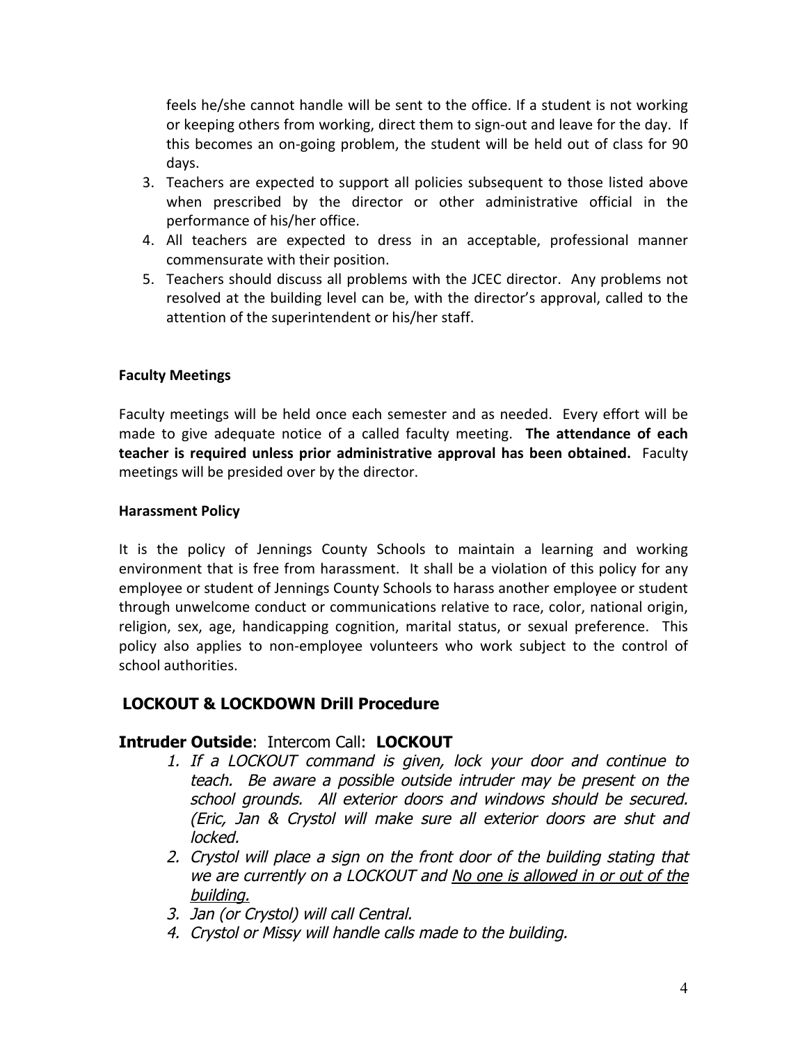feels he/she cannot handle will be sent to the office. If a student is not working or keeping others from working, direct them to sign-out and leave for the day. If this becomes an on-going problem, the student will be held out of class for 90 days.

3. Teachers are expected to support all policies subsequent to those listed above when prescribed by the director or other administrative official in the performance of his/her office.
4. All teachers are expected to dress in an acceptable, professional manner commensurate with their position.
5. Teachers should discuss all problems with the JCEC director. Any problems not resolved at the building level can be, with the director's approval, called to the attention of the superintendent or his/her staff.

**Faculty Meetings**

Faculty meetings will be held once each semester and as needed. Every effort will be made to give adequate notice of a called faculty meeting. **The attendance of each teacher is required unless prior administrative approval has been obtained.** Faculty meetings will be presided over by the director.

**Harassment Policy**

It is the policy of Jennings County Schools to maintain a learning and working environment that is free from harassment. It shall be a violation of this policy for any employee or student of Jennings County Schools to harass another employee or student through unwelcome conduct or communications relative to race, color, national origin, religion, sex, age, handicapping cognition, marital status, or sexual preference. This policy also applies to non-employee volunteers who work subject to the control of school authorities.

## LOCKOUT & LOCKDOWN Drill Procedure

### **Intruder Outside**: Intercom Call: **LOCKOUT**

1. *If a LOCKOUT command is given, lock your door and continue to teach. Be aware a possible outside intruder may be present on the school grounds. All exterior doors and windows should be secured. (Eric, Jan & Crystol will make sure all exterior doors are shut and locked.*
2. *Crystol will place a sign on the front door of the building stating that we are currently on a LOCKOUT and <u>No one is allowed in or out of the building.</u>*
3. *Jan (or Crystol) will call Central.*
4. *Crystol or Missy will handle calls made to the building.*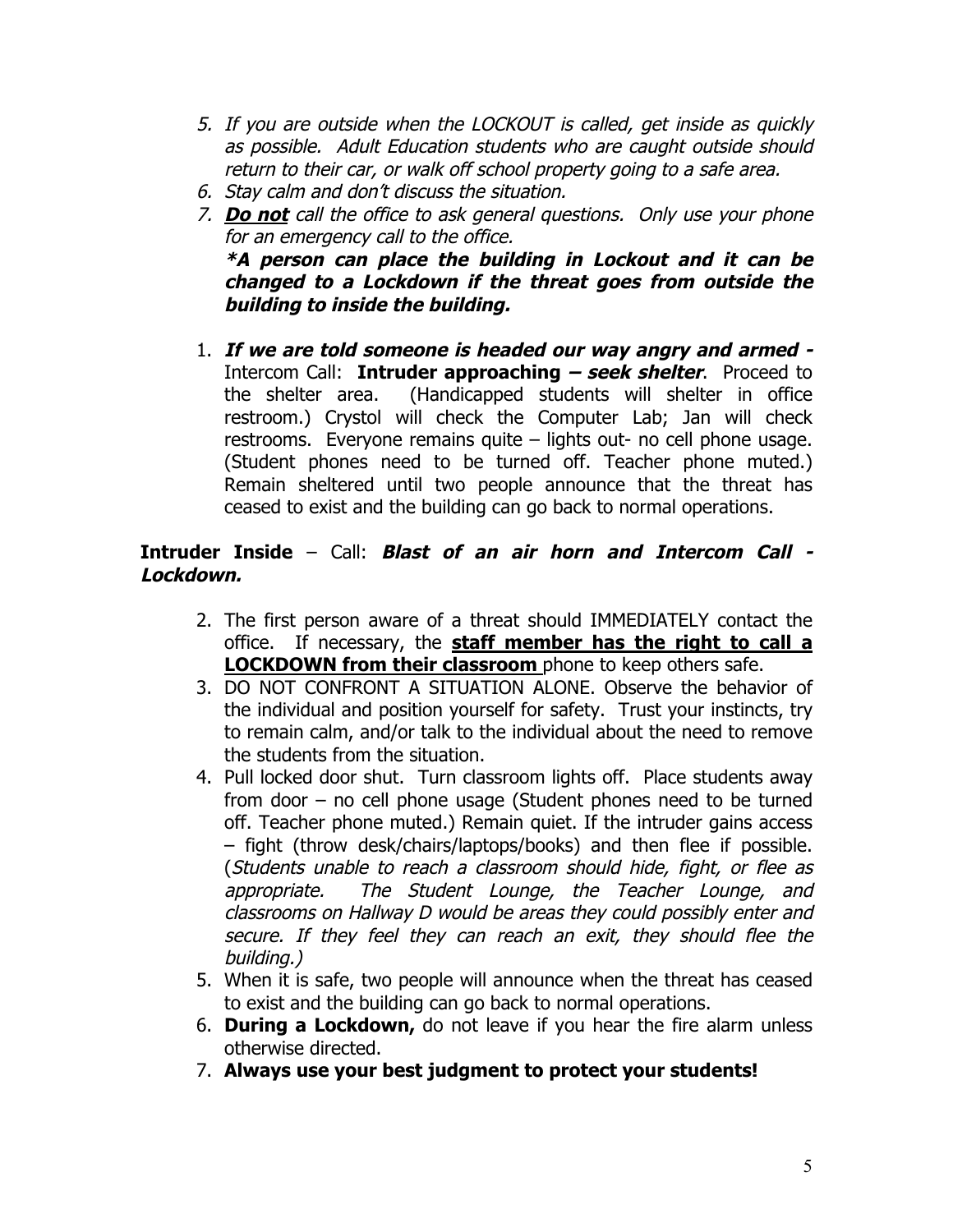5. *If you are outside when the LOCKOUT is called, get inside as quickly as possible. Adult Education students who are caught outside should return to their car, or walk off school property going to a safe area.*
6. *Stay calm and don't discuss the situation.*
7. ***Do not*** *call the office to ask general questions. Only use your phone for an emergency call to the office.*

   ***\*A person can place the building in Lockout and it can be changed to a Lockdown if the threat goes from outside the building to inside the building.***

1. ***If we are told someone is headed our way angry and armed -*** Intercom Call: **Intruder approaching –** ***seek shelter***. Proceed to the shelter area. (Handicapped students will shelter in office restroom.) Crystol will check the Computer Lab; Jan will check restrooms. Everyone remains quite – lights out- no cell phone usage. (Student phones need to be turned off. Teacher phone muted.) Remain sheltered until two people announce that the threat has ceased to exist and the building can go back to normal operations.

**Intruder Inside** – Call: ***Blast of an air horn and Intercom Call - Lockdown.***

2. The first person aware of a threat should IMMEDIATELY contact the office. If necessary, the **staff member has the right to call a LOCKDOWN from their classroom** phone to keep others safe.
3. DO NOT CONFRONT A SITUATION ALONE. Observe the behavior of the individual and position yourself for safety. Trust your instincts, try to remain calm, and/or talk to the individual about the need to remove the students from the situation.
4. Pull locked door shut. Turn classroom lights off. Place students away from door – no cell phone usage (Student phones need to be turned off. Teacher phone muted.) Remain quiet. If the intruder gains access – fight (throw desk/chairs/laptops/books) and then flee if possible. (*Students unable to reach a classroom should hide, fight, or flee as appropriate. The Student Lounge, the Teacher Lounge, and classrooms on Hallway D would be areas they could possibly enter and secure. If they feel they can reach an exit, they should flee the building.)*
5. When it is safe, two people will announce when the threat has ceased to exist and the building can go back to normal operations.
6. **During a Lockdown,** do not leave if you hear the fire alarm unless otherwise directed.
7. **Always use your best judgment to protect your students!**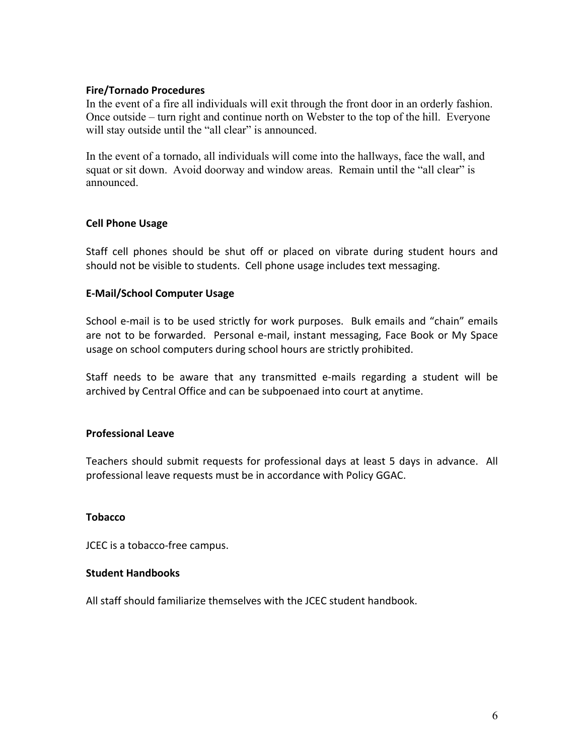### Fire/Tornado Procedures

In the event of a fire all individuals will exit through the front door in an orderly fashion. Once outside – turn right and continue north on Webster to the top of the hill. Everyone will stay outside until the "all clear" is announced.

In the event of a tornado, all individuals will come into the hallways, face the wall, and squat or sit down. Avoid doorway and window areas. Remain until the "all clear" is announced.

### Cell Phone Usage

Staff cell phones should be shut off or placed on vibrate during student hours and should not be visible to students. Cell phone usage includes text messaging.

### E-Mail/School Computer Usage

School e-mail is to be used strictly for work purposes. Bulk emails and "chain" emails are not to be forwarded. Personal e-mail, instant messaging, Face Book or My Space usage on school computers during school hours are strictly prohibited.

Staff needs to be aware that any transmitted e-mails regarding a student will be archived by Central Office and can be subpoenaed into court at anytime.

### Professional Leave

Teachers should submit requests for professional days at least 5 days in advance. All professional leave requests must be in accordance with Policy GGAC.

### Tobacco

JCEC is a tobacco-free campus.

### Student Handbooks

All staff should familiarize themselves with the JCEC student handbook.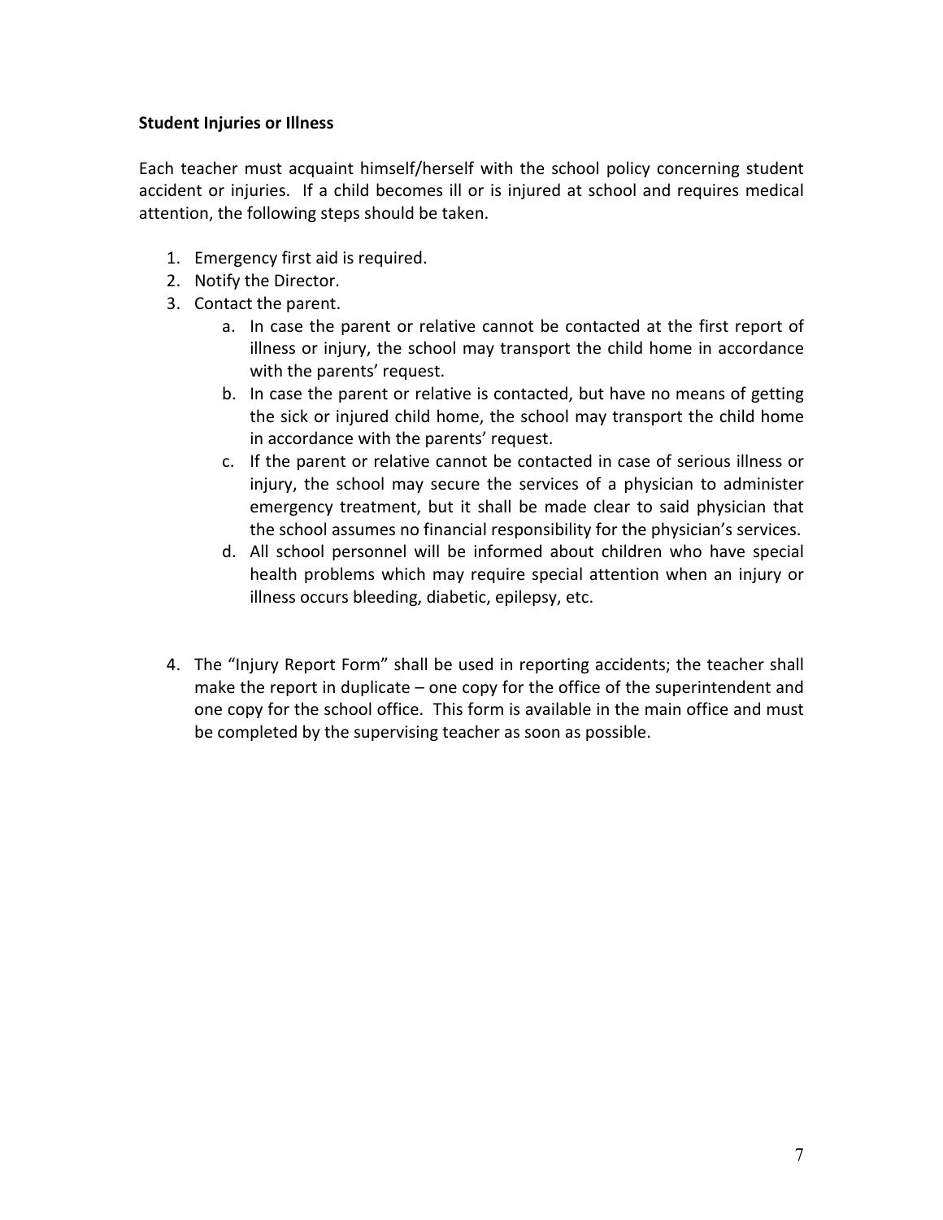**Student Injuries or Illness**

Each teacher must acquaint himself/herself with the school policy concerning student accident or injuries. If a child becomes ill or is injured at school and requires medical attention, the following steps should be taken.

1. Emergency first aid is required.
2. Notify the Director.
3. Contact the parent.
    a. In case the parent or relative cannot be contacted at the first report of illness or injury, the school may transport the child home in accordance with the parents' request.
    b. In case the parent or relative is contacted, but have no means of getting the sick or injured child home, the school may transport the child home in accordance with the parents' request.
    c. If the parent or relative cannot be contacted in case of serious illness or injury, the school may secure the services of a physician to administer emergency treatment, but it shall be made clear to said physician that the school assumes no financial responsibility for the physician's services.
    d. All school personnel will be informed about children who have special health problems which may require special attention when an injury or illness occurs bleeding, diabetic, epilepsy, etc.

4. The "Injury Report Form" shall be used in reporting accidents; the teacher shall make the report in duplicate – one copy for the office of the superintendent and one copy for the school office. This form is available in the main office and must be completed by the supervising teacher as soon as possible.